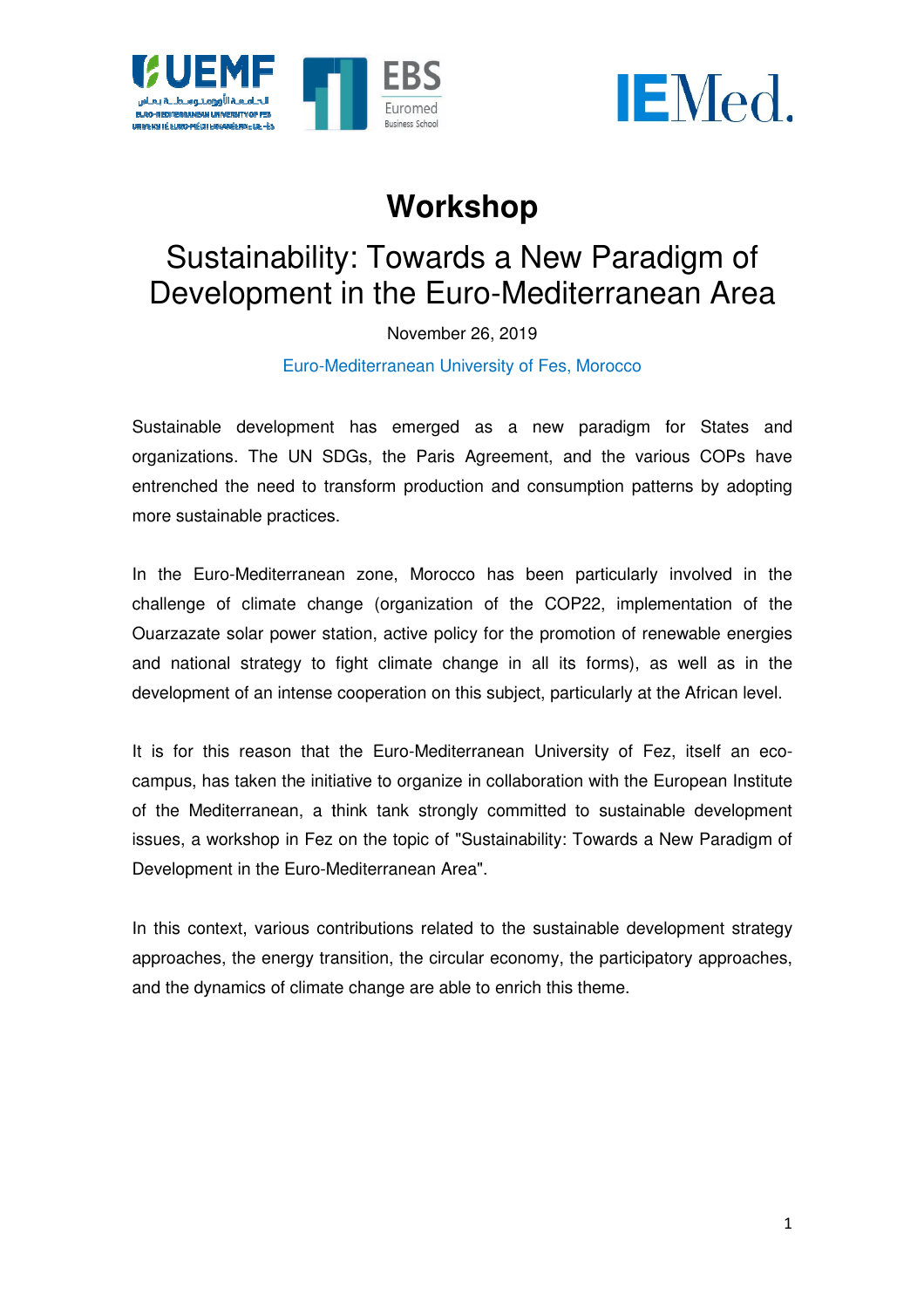# Workshop

## Sustainability: Towards a New Paradigm of Development in the Euro-Mediterranean Area

November 26, 2019

Euro-Mediterranean University of Fes, Morocco

Sustainable development has emerged as a new paradigm for States and organizations. The UN SDGs, the Paris Agreement, and the various COPs have entrenched the need to transform production and consumption patterns by adopting more sustainable practices.

In the Euro-Mediterranean zone, Morocco has been particularly involved in the challenge of climate change (organization of the COP22, implementation of the Ouarzazate solar power station, active policy for the promotion of renewable energies and national strategy to fight climate change in all its forms), as well as in the development of an intense cooperation on this subject, particularly at the African level.

It is for this reason that the Euro-Mediterranean University of Fez, itself an eco-campus, has taken the initiative to organize in collaboration with the European Institute of the Mediterranean, a think tank strongly committed to sustainable development issues, a workshop in Fez on the topic of "Sustainability: Towards a New Paradigm of Development in the Euro-Mediterranean Area".

In this context, various contributions related to the sustainable development strategy approaches, the energy transition, the circular economy, the participatory approaches, and the dynamics of climate change are able to enrich this theme.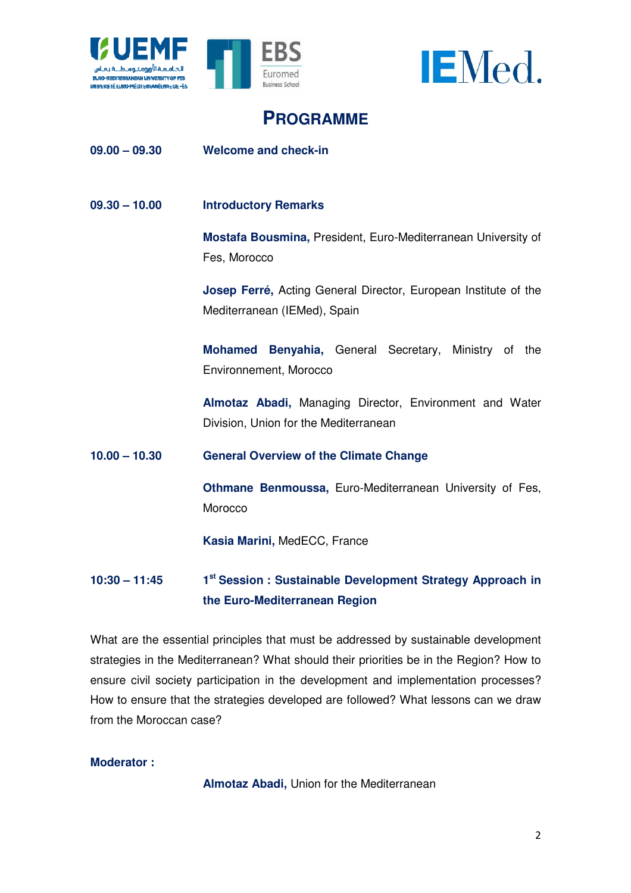# PROGRAMME

**09.00 – 09.30** **Welcome and check-in**

**09.30 – 10.00** **Introductory Remarks**

**Mostafa Bousmina,** President, Euro-Mediterranean University of Fes, Morocco

**Josep Ferré,** Acting General Director, European Institute of the Mediterranean (IEMed), Spain

**Mohamed Benyahia,** General Secretary, Ministry of the Environnement, Morocco

**Almotaz Abadi,** Managing Director, Environment and Water Division, Union for the Mediterranean

**10.00 – 10.30** **General Overview of the Climate Change**

**Othmane Benmoussa,** Euro-Mediterranean University of Fes, Morocco

**Kasia Marini,** MedECC, France

**10:30 – 11:45** **1st Session : Sustainable Development Strategy Approach in the Euro-Mediterranean Region**

What are the essential principles that must be addressed by sustainable development strategies in the Mediterranean? What should their priorities be in the Region? How to ensure civil society participation in the development and implementation processes? How to ensure that the strategies developed are followed? What lessons can we draw from the Moroccan case?

**Moderator :**

**Almotaz Abadi,** Union for the Mediterranean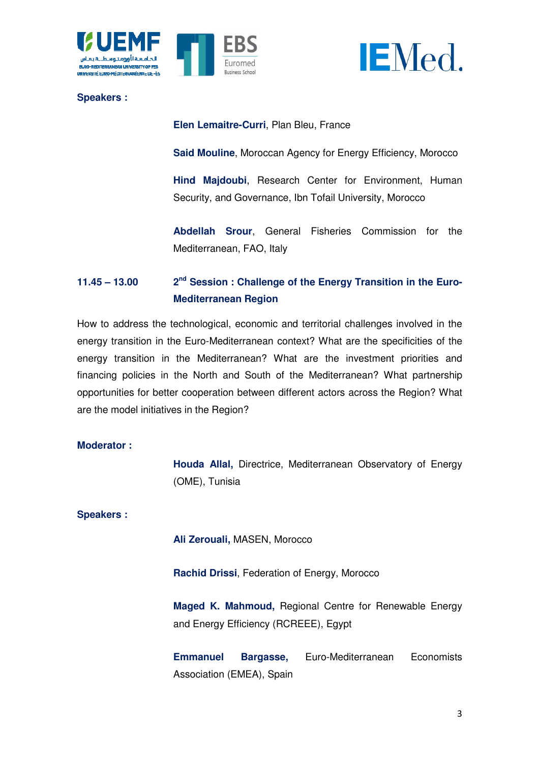**Speakers :**

**Elen Lemaitre-Curri**, Plan Bleu, France

**Said Mouline**, Moroccan Agency for Energy Efficiency, Morocco

**Hind Majdoubi**, Research Center for Environment, Human Security, and Governance, Ibn Tofail University, Morocco

**Abdellah Srour**, General Fisheries Commission for the Mediterranean, FAO, Italy

**11.45 – 13.00** **2nd Session : Challenge of the Energy Transition in the Euro-Mediterranean Region**

How to address the technological, economic and territorial challenges involved in the energy transition in the Euro-Mediterranean context? What are the specificities of the energy transition in the Mediterranean? What are the investment priorities and financing policies in the North and South of the Mediterranean? What partnership opportunities for better cooperation between different actors across the Region? What are the model initiatives in the Region?

**Moderator :**

**Houda Allal,** Directrice, Mediterranean Observatory of Energy (OME), Tunisia

**Speakers :**

**Ali Zerouali,** MASEN, Morocco

**Rachid Drissi**, Federation of Energy, Morocco

**Maged K. Mahmoud,** Regional Centre for Renewable Energy and Energy Efficiency (RCREEE), Egypt

**Emmanuel Bargasse,** Euro-Mediterranean Economists Association (EMEA), Spain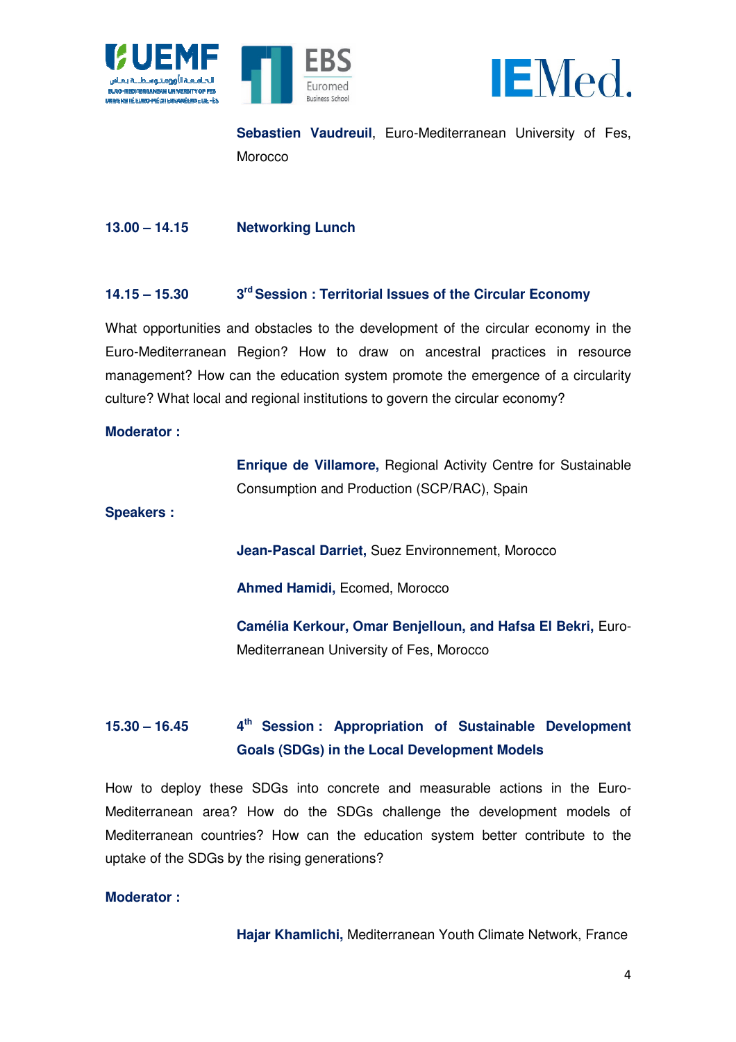**Sebastien Vaudreuil**, Euro-Mediterranean University of Fes, Morocco

**13.00 – 14.15** **Networking Lunch**

**14.15 – 15.30** **3rd Session : Territorial Issues of the Circular Economy**

What opportunities and obstacles to the development of the circular economy in the Euro-Mediterranean Region? How to draw on ancestral practices in resource management? How can the education system promote the emergence of a circularity culture? What local and regional institutions to govern the circular economy?

**Moderator :**

**Enrique de Villamore,** Regional Activity Centre for Sustainable Consumption and Production (SCP/RAC), Spain

**Speakers :**

**Jean-Pascal Darriet,** Suez Environnement, Morocco

**Ahmed Hamidi,** Ecomed, Morocco

**Camélia Kerkour, Omar Benjelloun, and Hafsa El Bekri,** Euro-Mediterranean University of Fes, Morocco

**15.30 – 16.45** **4th Session : Appropriation of Sustainable Development Goals (SDGs) in the Local Development Models**

How to deploy these SDGs into concrete and measurable actions in the Euro-Mediterranean area? How do the SDGs challenge the development models of Mediterranean countries? How can the education system better contribute to the uptake of the SDGs by the rising generations?

**Moderator :**

**Hajar Khamlichi,** Mediterranean Youth Climate Network, France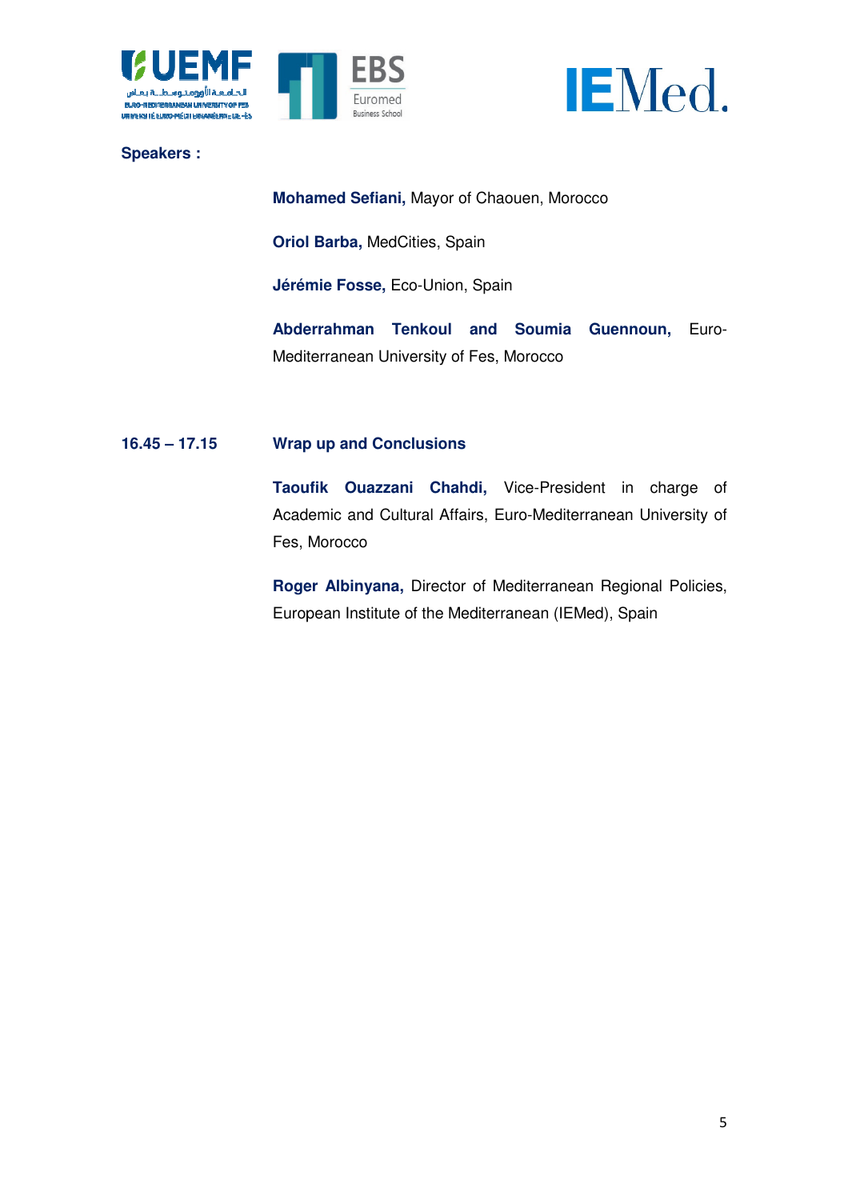**Speakers :**

**Mohamed Sefiani,** Mayor of Chaouen, Morocco

**Oriol Barba,** MedCities, Spain

**Jérémie Fosse,** Eco-Union, Spain

**Abderrahman Tenkoul and Soumia Guennoun,** Euro-Mediterranean University of Fes, Morocco

**16.45 – 17.15** **Wrap up and Conclusions**

**Taoufik Ouazzani Chahdi,** Vice-President in charge of Academic and Cultural Affairs, Euro-Mediterranean University of Fes, Morocco

**Roger Albinyana,** Director of Mediterranean Regional Policies, European Institute of the Mediterranean (IEMed), Spain